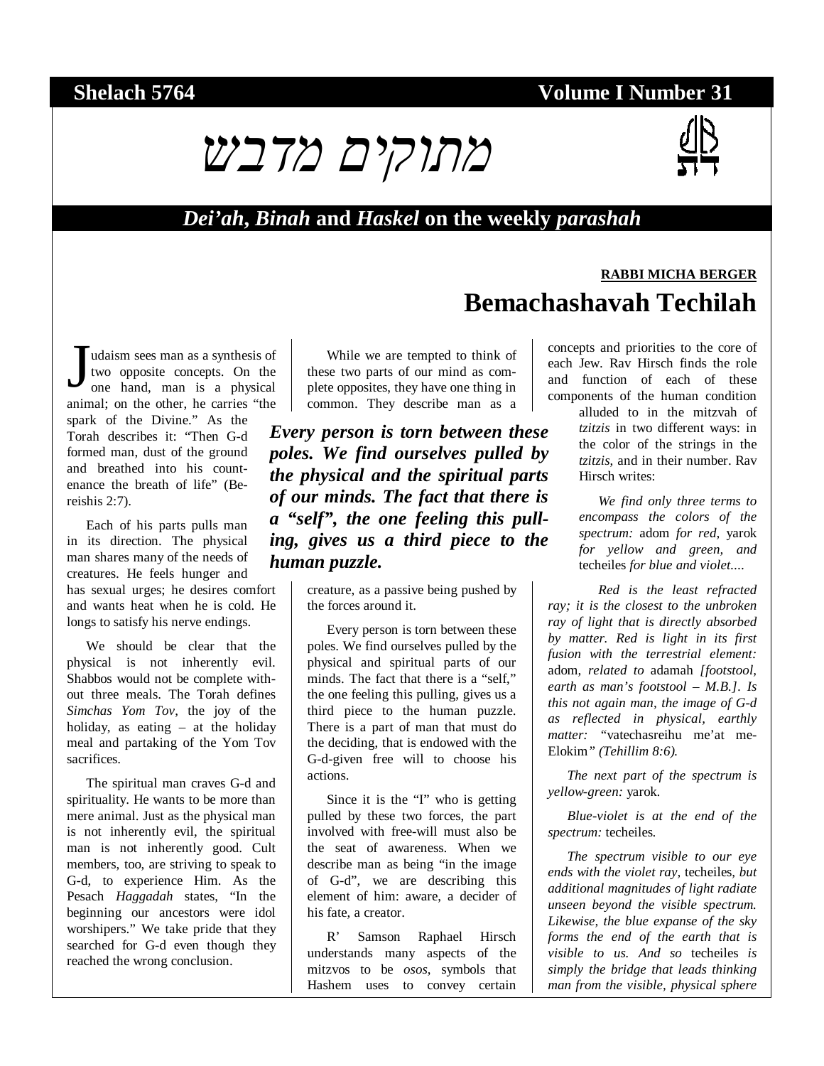**Shelach 5764** **Volume I Number 31**

# מתוקים מדבש

## *Dei'ah*, *Binah* and *Haskel* on the weekly *parashah*

**RABBI MICHA BERGER**

# Bemachashavah Techilah

Judaism sees man as a synthesis of two opposite concepts. On the one hand, man is a physical animal; on the other, he carries "the spark of the Divine." As the Torah describes it: "Then G-d formed man, dust of the ground and breathed into his countenance the breath of life" (Bereishis 2:7).

Each of his parts pulls man in its direction. The physical man shares many of the needs of creatures. He feels hunger and has sexual urges; he desires comfort and wants heat when he is cold. He longs to satisfy his nerve endings.

We should be clear that the physical is not inherently evil. Shabbos would not be complete without three meals. The Torah defines *Simchas Yom Tov*, the joy of the holiday, as eating – at the holiday meal and partaking of the Yom Tov sacrifices.

The spiritual man craves G-d and spirituality. He wants to be more than mere animal. Just as the physical man is not inherently evil, the spiritual man is not inherently good. Cult members, too, are striving to speak to G-d, to experience Him. As the Pesach *Haggadah* states, "In the beginning our ancestors were idol worshipers." We take pride that they searched for G-d even though they reached the wrong conclusion.

While we are tempted to think of these two parts of our mind as complete opposites, they have one thing in common. They describe man as a creature, as a passive being pushed by the forces around it.

***Every person is torn between these poles. We find ourselves pulled by the physical and the spiritual parts of our minds. The fact that there is a "self", the one feeling this pulling, gives us a third piece to the human puzzle.***

Every person is torn between these poles. We find ourselves pulled by the physical and spiritual parts of our minds. The fact that there is a "self," the one feeling this pulling, gives us a third piece to the human puzzle. There is a part of man that must do the deciding, that is endowed with the G-d-given free will to choose his actions.

Since it is the "I" who is getting pulled by these two forces, the part involved with free-will must also be the seat of awareness. When we describe man as being "in the image of G-d", we are describing this element of him: aware, a decider of his fate, a creator.

R' Samson Raphael Hirsch understands many aspects of the mitzvos to be *osos*, symbols that Hashem uses to convey certain concepts and priorities to the core of each Jew. Rav Hirsch finds the role and function of each of these components of the human condition alluded to in the mitzvah of *tzitzis* in two different ways: in the color of the strings in the *tzitzis*, and in their number. Rav Hirsch writes:

> *We find only three terms to encompass the colors of the spectrum:* adom *for red,* yarok *for yellow and green, and* techeiles *for blue and violet....*
>
> *Red is the least refracted ray; it is the closest to the unbroken ray of light that is directly absorbed by matter. Red is light in its first fusion with the terrestrial element:* adom*, related to* adamah *[footstool, earth as man's footstool – M.B.]. Is this not again man, the image of G-d as reflected in physical, earthly matter:* "vatechasreihu me'at me-Elokim*" (Tehillim 8:6).*
>
> *The next part of the spectrum is yellow-green:* yarok*.*
>
> *Blue-violet is at the end of the spectrum:* techeiles*.*
>
> *The spectrum visible to our eye ends with the violet ray,* techeiles*, but additional magnitudes of light radiate unseen beyond the visible spectrum. Likewise, the blue expanse of the sky forms the end of the earth that is visible to us. And so* techeiles *is simply the bridge that leads thinking man from the visible, physical sphere*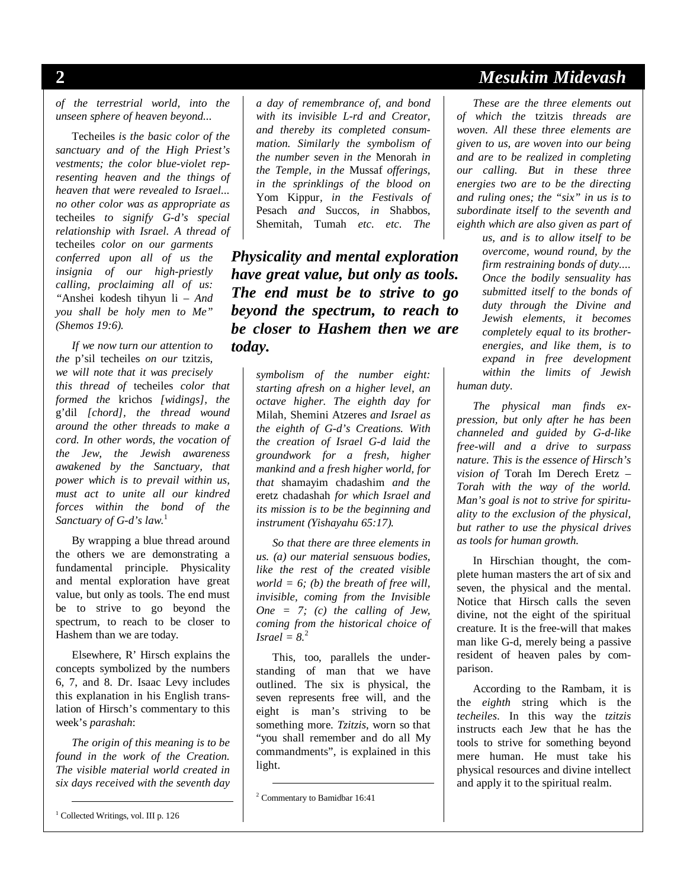*of the terrestrial world, into the unseen sphere of heaven beyond...*

Techeiles *is the basic color of the sanctuary and of the High Priest's vestments; the color blue-violet representing heaven and the things of heaven that were revealed to Israel... no other color was as appropriate as* techeiles *to signify G-d's special relationship with Israel. A thread of* techeiles *color on our garments conferred upon all of us the insignia of our high-priestly calling, proclaiming all of us: "*Anshei kodesh tihyun li *– And you shall be holy men to Me" (Shemos 19:6).*

*If we now turn our attention to the* p'sil techeiles *on our* tzitzis*, we will note that it was precisely this thread of* techeiles *color that formed the* krichos *[widings], the* g'dil *[chord], the thread wound around the other threads to make a cord. In other words, the vocation of the Jew, the Jewish awareness awakened by the Sanctuary, that power which is to prevail within us, must act to unite all our kindred forces within the bond of the Sanctuary of G-d's law.*[1]

By wrapping a blue thread around the others we are demonstrating a fundamental principle. Physicality and mental exploration have great value, but only as tools. The end must be to strive to go beyond the spectrum, to reach to be closer to Hashem than we are today.

Elsewhere, R' Hirsch explains the concepts symbolized by the numbers 6, 7, and 8. Dr. Isaac Levy includes this explanation in his English translation of Hirsch's commentary to this week's *parashah*:

*The origin of this meaning is to be found in the work of the Creation. The visible material world created in six days received with the seventh day a day of remembrance of, and bond with its invisible L-rd and Creator, and thereby its completed consummation. Similarly the symbolism of the number seven in the* Menorah *in the Temple, in the* Mussaf *offerings, in the sprinklings of the blood on* Yom Kippur*, in the Festivals of* Pesach *and* Succos*, in* Shabbos, Shemitah, Tumah *etc. etc. The symbolism of the number eight: starting afresh on a higher level, an octave higher. The eighth day for* Milah, Shemini Atzeres *and Israel as the eighth of G-d's Creations. With the creation of Israel G-d laid the groundwork for a fresh, higher mankind and a fresh higher world, for that* shamayim chadashim *and the* eretz chadashah *for which Israel and its mission is to be the beginning and instrument (Yishayahu 65:17).*

***Physicality and mental exploration have great value, but only as tools. The end must be to strive to go beyond the spectrum, to reach to be closer to Hashem then we are today.***

*So that there are three elements in us. (a) our material sensuous bodies, like the rest of the created visible world = 6; (b) the breath of free will, invisible, coming from the Invisible One = 7; (c) the calling of Jew, coming from the historical choice of Israel = 8.*[2]

This, too, parallels the understanding of man that we have outlined. The six is physical, the seven represents free will, and the eight is man's striving to be something more. *Tzitzis*, worn so that "you shall remember and do all My commandments", is explained in this light.

*These are the three elements out of which the* tzitzis *threads are woven. All these three elements are given to us, are woven into our being and are to be realized in completing our calling. But in these three energies two are to be the directing and ruling ones; the "six" in us is to subordinate itself to the seventh and eighth which are also given as part of us, and is to allow itself to be overcome, wound round, by the firm restraining bonds of duty.... Once the bodily sensuality has submitted itself to the bonds of duty through the Divine and Jewish elements, it becomes completely equal to its brother-energies, and like them, is to expand in free development within the limits of Jewish human duty.*

*The physical man finds expression, but only after he has been channeled and guided by G-d-like free-will and a drive to surpass nature. This is the essence of Hirsch's vision of* Torah Im Derech Eretz *– Torah with the way of the world. Man's goal is not to strive for spirituality to the exclusion of the physical, but rather to use the physical drives as tools for human growth.*

In Hirschian thought, the complete human masters the art of six and seven, the physical and the mental. Notice that Hirsch calls the seven divine, not the eight of the spiritual creature. It is the free-will that makes man like G-d, merely being a passive resident of heaven pales by comparison.

According to the Rambam, it is the *eighth* string which is the *techeiles*. In this way the *tzitzis* instructs each Jew that he has the tools to strive for something beyond mere human. He must take his physical resources and divine intellect and apply it to the spiritual realm.

---

[1] Collected Writings, vol. III p. 126

[2] Commentary to Bamidbar 16:41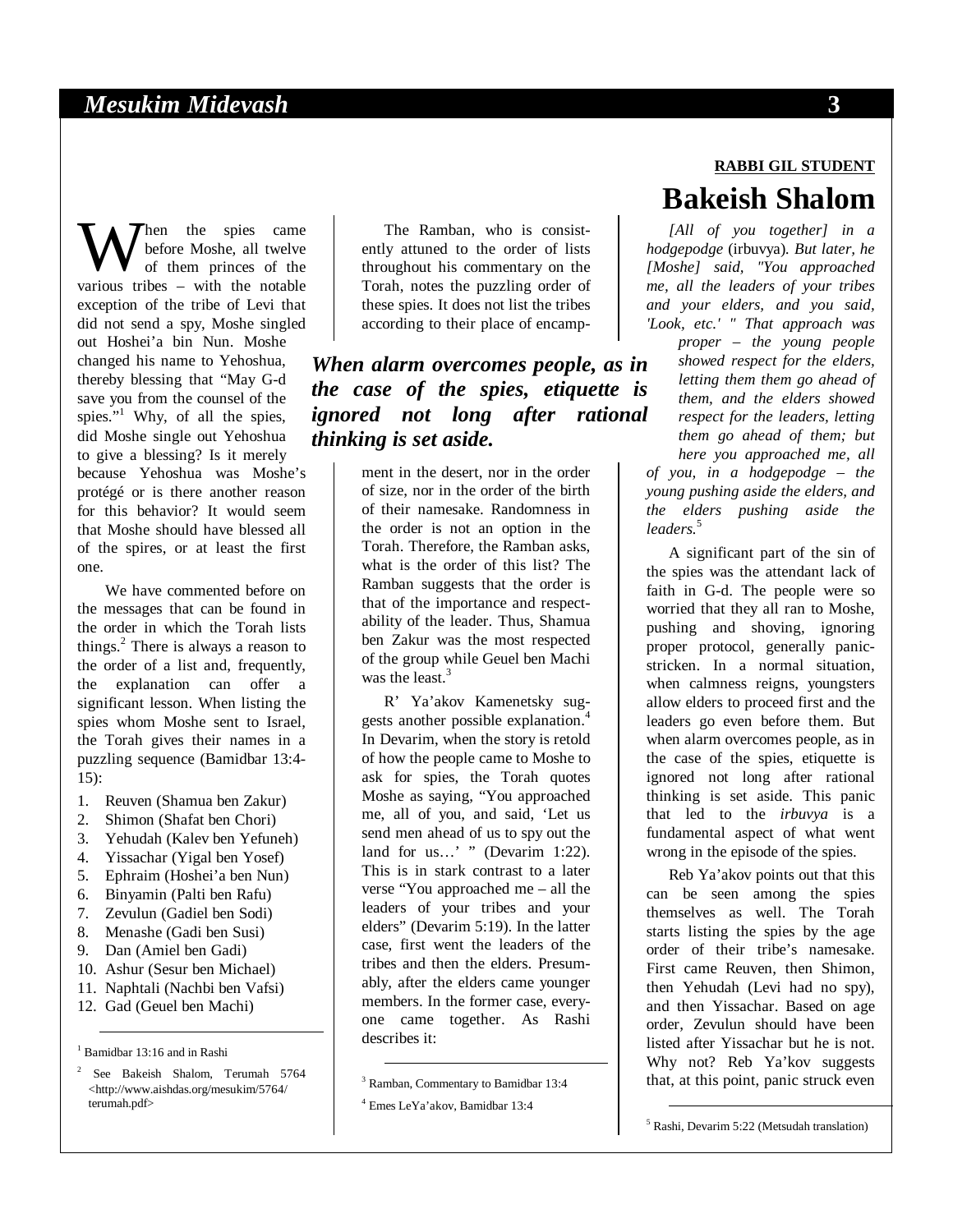RABBI GIL STUDENT

# Bakeish Shalom

When the spies came before Moshe, all twelve of them princes of the various tribes – with the notable exception of the tribe of Levi that did not send a spy, Moshe singled out Hoshei'a bin Nun. Moshe changed his name to Yehoshua, thereby blessing that "May G-d save you from the counsel of the spies."[1] Why, of all the spies, did Moshe single out Yehoshua to give a blessing? Is it merely because Yehoshua was Moshe's protégé or is there another reason for this behavior? It would seem that Moshe should have blessed all of the spires, or at least the first one.

We have commented before on the messages that can be found in the order in which the Torah lists things.[2] There is always a reason to the order of a list and, frequently, the explanation can offer a significant lesson. When listing the spies whom Moshe sent to Israel, the Torah gives their names in a puzzling sequence (Bamidbar 13:4-15):

1. Reuven (Shamua ben Zakur)
2. Shimon (Shafat ben Chori)
3. Yehudah (Kalev ben Yefuneh)
4. Yissachar (Yigal ben Yosef)
5. Ephraim (Hoshei'a ben Nun)
6. Binyamin (Palti ben Rafu)
7. Zevulun (Gadiel ben Sodi)
8. Menashe (Gadi ben Susi)
9. Dan (Amiel ben Gadi)
10. Ashur (Sesur ben Michael)
11. Naphtali (Nachbi ben Vafsi)
12. Gad (Geuel ben Machi)

The Ramban, who is consistently attuned to the order of lists throughout his commentary on the Torah, notes the puzzling order of these spies. It does not list the tribes according to their place of encampment in the desert, nor in the order of size, nor in the order of the birth of their namesake. Randomness in the order is not an option in the Torah. Therefore, the Ramban asks, what is the order of this list? The Ramban suggests that the order is that of the importance and respectability of the leader. Thus, Shamua ben Zakur was the most respected of the group while Geuel ben Machi was the least.[3]

> ***When alarm overcomes people, as in the case of the spies, etiquette is ignored not long after rational thinking is set aside.***

R' Ya'akov Kamenetsky suggests another possible explanation.[4] In Devarim, when the story is retold of how the people came to Moshe to ask for spies, the Torah quotes Moshe as saying, "You approached me, all of you, and said, 'Let us send men ahead of us to spy out the land for us…' " (Devarim 1:22). This is in stark contrast to a later verse "You approached me – all the leaders of your tribes and your elders" (Devarim 5:19). In the latter case, first went the leaders of the tribes and then the elders. Presumably, after the elders came younger members. In the former case, everyone came together. As Rashi describes it:

> *[All of you together] in a hodgepodge* (irbuvya)*. But later, he [Moshe] said, "You approached me, all the leaders of your tribes and your elders, and you said, 'Look, etc.' " That approach was proper – the young people showed respect for the elders, letting them them go ahead of them, and the elders showed respect for the leaders, letting them go ahead of them; but here you approached me, all of you, in a hodgepodge – the young pushing aside the elders, and the elders pushing aside the leaders.*[5]

A significant part of the sin of the spies was the attendant lack of faith in G-d. The people were so worried that they all ran to Moshe, pushing and shoving, ignoring proper protocol, generally panic-stricken. In a normal situation, when calmness reigns, youngsters allow elders to proceed first and the leaders go even before them. But when alarm overcomes people, as in the case of the spies, etiquette is ignored not long after rational thinking is set aside. This panic that led to the *irbuvya* is a fundamental aspect of what went wrong in the episode of the spies.

Reb Ya'akov points out that this can be seen among the spies themselves as well. The Torah starts listing the spies by the age order of their tribe's namesake. First came Reuven, then Shimon, then Yehudah (Levi had no spy), and then Yissachar. Based on age order, Zevulun should have been listed after Yissachar but he is not. Why not? Reb Ya'kov suggests that, at this point, panic struck even

---

[1] Bamidbar 13:16 and in Rashi

[2] See Bakeish Shalom, Terumah 5764 <http://www.aishdas.org/mesukim/5764/terumah.pdf>

[3] Ramban, Commentary to Bamidbar 13:4

[4] Emes LeYa'akov, Bamidbar 13:4

[5] Rashi, Devarim 5:22 (Metsudah translation)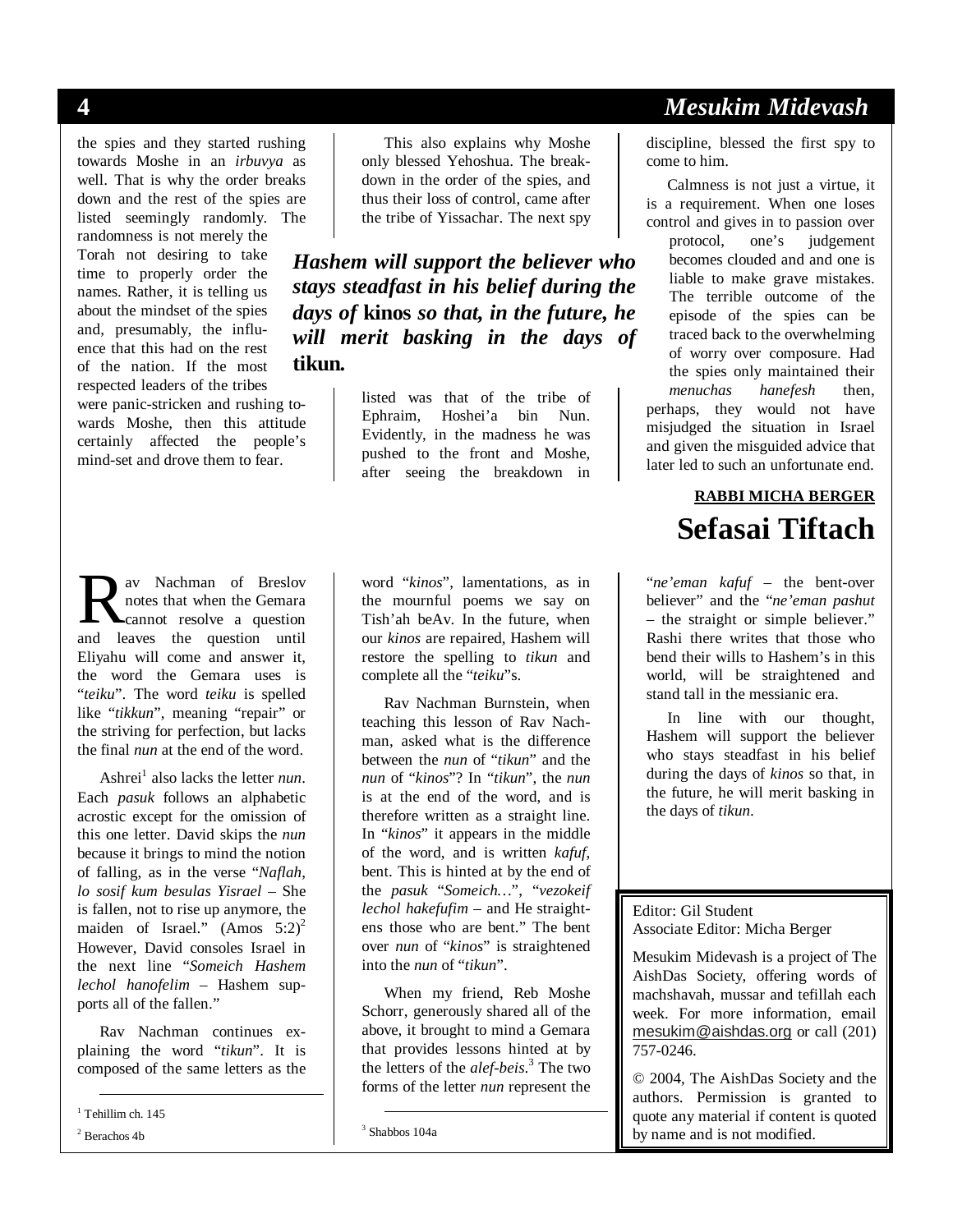the spies and they started rushing towards Moshe in an *irbuvya* as well. That is why the order breaks down and the rest of the spies are listed seemingly randomly. The randomness is not merely the Torah not desiring to take time to properly order the names. Rather, it is telling us about the mindset of the spies and, presumably, the influence that this had on the rest of the nation. If the most respected leaders of the tribes were panic-stricken and rushing towards Moshe, then this attitude certainly affected the people's mind-set and drove them to fear.

This also explains why Moshe only blessed Yehoshua. The breakdown in the order of the spies, and thus their loss of control, came after the tribe of Yissachar. The next spy listed was that of the tribe of Ephraim, Hoshei'a bin Nun. Evidently, in the madness he was pushed to the front and Moshe, after seeing the breakdown in discipline, blessed the first spy to come to him.

Calmness is not just a virtue, it is a requirement. When one loses control and gives in to passion over protocol, one's judgement becomes clouded and one is liable to make grave mistakes. The terrible outcome of the episode of the spies can be traced back to the overwhelming of worry over composure. Had the spies only maintained their *menuchas hanefesh* then, perhaps, they would not have misjudged the situation in Israel and given the misguided advice that later led to such an unfortunate end.

**RABBI MICHA BERGER**

## Sefasai Tiftach

> ***Hashem will support the believer who stays steadfast in his belief during the days of* kinos *so that, in the future, he will merit basking in the days of* tikun.**

Rav Nachman of Breslov notes that when the Gemara cannot resolve a question and leaves the question until Eliyahu will come and answer it, the word the Gemara uses is "*teiku*". The word *teiku* is spelled like "*tikkun*", meaning "repair" or the striving for perfection, but lacks the final *nun* at the end of the word.

Ashrei[1] also lacks the letter *nun*. Each *pasuk* follows an alphabetic acrostic except for the omission of this one letter. David skips the *nun* because it brings to mind the notion of falling, as in the verse "*Naflah, lo sosif kum besulas Yisrael* – She is fallen, not to rise up anymore, the maiden of Israel." (Amos 5:2)[2] However, David consoles Israel in the next line "*Someich Hashem lechol hanofelim* – Hashem supports all of the fallen."

Rav Nachman continues explaining the word "*tikun*". It is composed of the same letters as the word "*kinos*", lamentations, as in the mournful poems we say on Tish'ah beAv. In the future, when our *kinos* are repaired, Hashem will restore the spelling to *tikun* and complete all the "*teiku*"s.

Rav Nachman Burnstein, when teaching this lesson of Rav Nachman, asked what is the difference between the *nun* of "*tikun*" and the *nun* of "*kinos*"? In "*tikun*", the *nun* is at the end of the word, and is therefore written as a straight line. In "*kinos*" it appears in the middle of the word, and is written *kafuf*, bent. This is hinted at by the end of the *pasuk* "*Someich…*", "*vezokeif lechol hakefufim* – and He straightens those who are bent." The bent over *nun* of "*kinos*" is straightened into the *nun* of "*tikun*".

When my friend, Reb Moshe Schorr, generously shared all of the above, it brought to mind a Gemara that provides lessons hinted at by the letters of the *alef-beis*.[3] The two forms of the letter *nun* represent the "*ne'eman kafuf* – the bent-over believer" and the "*ne'eman pashut* – the straight or simple believer." Rashi there writes that those who bend their wills to Hashem's in this world, will be straightened and stand tall in the messianic era.

In line with our thought, Hashem will support the believer who stays steadfast in his belief during the days of *kinos* so that, in the future, he will merit basking in the days of *tikun*.

---

[1] Tehillim ch. 145

[2] Berachos 4b

[3] Shabbos 104a

---

Editor: Gil Student
Associate Editor: Micha Berger

Mesukim Midevash is a project of The AishDas Society, offering words of machshavah, mussar and tefillah each week. For more information, email mesukim@aishdas.org or call (201) 757-0246.

© 2004, The AishDas Society and the authors. Permission is granted to quote any material if content is quoted by name and is not modified.